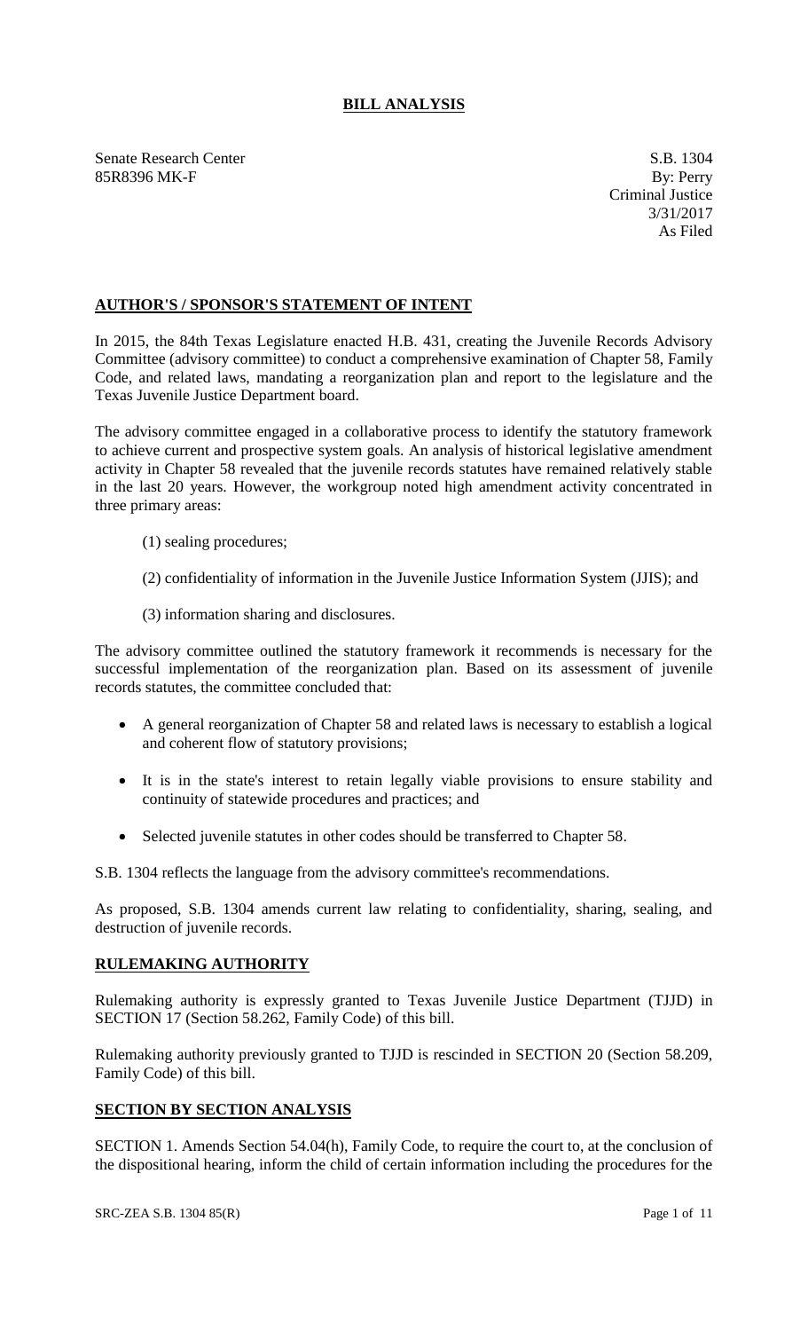# BILL ANALYSIS

Senate Research Center
85R8396 MK-F

S.B. 1304
By: Perry
Criminal Justice
3/31/2017
As Filed

## AUTHOR'S / SPONSOR'S STATEMENT OF INTENT

In 2015, the 84th Texas Legislature enacted H.B. 431, creating the Juvenile Records Advisory Committee (advisory committee) to conduct a comprehensive examination of Chapter 58, Family Code, and related laws, mandating a reorganization plan and report to the legislature and the Texas Juvenile Justice Department board.

The advisory committee engaged in a collaborative process to identify the statutory framework to achieve current and prospective system goals. An analysis of historical legislative amendment activity in Chapter 58 revealed that the juvenile records statutes have remained relatively stable in the last 20 years. However, the workgroup noted high amendment activity concentrated in three primary areas:

(1) sealing procedures;

(2) confidentiality of information in the Juvenile Justice Information System (JJIS); and

(3) information sharing and disclosures.

The advisory committee outlined the statutory framework it recommends is necessary for the successful implementation of the reorganization plan. Based on its assessment of juvenile records statutes, the committee concluded that:

- A general reorganization of Chapter 58 and related laws is necessary to establish a logical and coherent flow of statutory provisions;
- It is in the state's interest to retain legally viable provisions to ensure stability and continuity of statewide procedures and practices; and
- Selected juvenile statutes in other codes should be transferred to Chapter 58.

S.B. 1304 reflects the language from the advisory committee's recommendations.

As proposed, S.B. 1304 amends current law relating to confidentiality, sharing, sealing, and destruction of juvenile records.

## RULEMAKING AUTHORITY

Rulemaking authority is expressly granted to Texas Juvenile Justice Department (TJJD) in SECTION 17 (Section 58.262, Family Code) of this bill.

Rulemaking authority previously granted to TJJD is rescinded in SECTION 20 (Section 58.209, Family Code) of this bill.

## SECTION BY SECTION ANALYSIS

SECTION 1. Amends Section 54.04(h), Family Code, to require the court to, at the conclusion of the dispositional hearing, inform the child of certain information including the procedures for the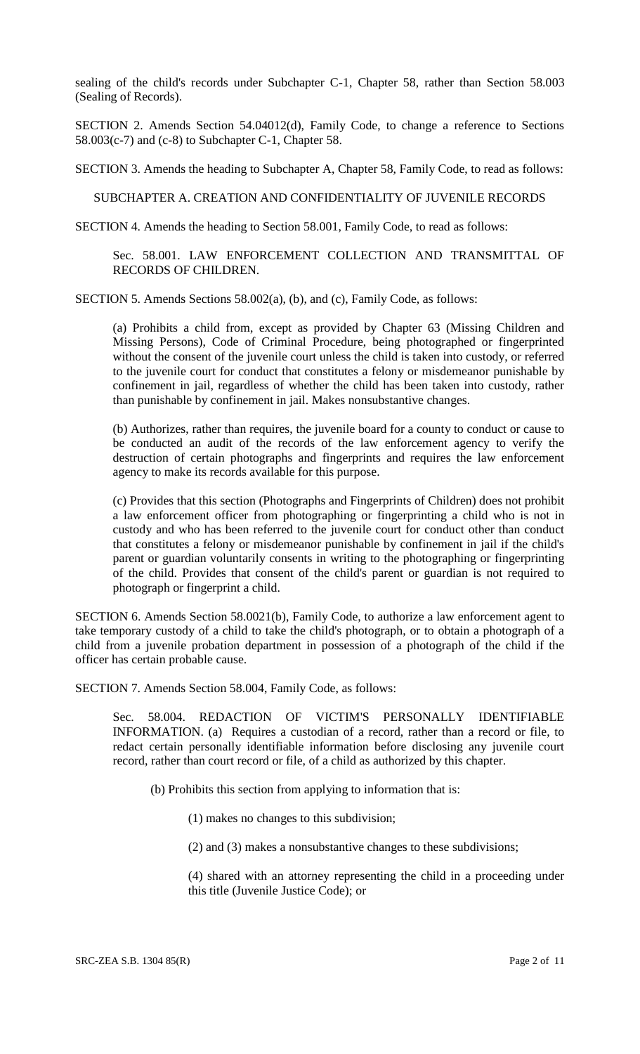sealing of the child's records under Subchapter C-1, Chapter 58, rather than Section 58.003 (Sealing of Records).

SECTION 2. Amends Section 54.04012(d), Family Code, to change a reference to Sections 58.003(c-7) and (c-8) to Subchapter C-1, Chapter 58.

SECTION 3. Amends the heading to Subchapter A, Chapter 58, Family Code, to read as follows:

SUBCHAPTER A. CREATION AND CONFIDENTIALITY OF JUVENILE RECORDS

SECTION 4. Amends the heading to Section 58.001, Family Code, to read as follows:

Sec. 58.001. LAW ENFORCEMENT COLLECTION AND TRANSMITTAL OF RECORDS OF CHILDREN.

SECTION 5. Amends Sections 58.002(a), (b), and (c), Family Code, as follows:

(a) Prohibits a child from, except as provided by Chapter 63 (Missing Children and Missing Persons), Code of Criminal Procedure, being photographed or fingerprinted without the consent of the juvenile court unless the child is taken into custody, or referred to the juvenile court for conduct that constitutes a felony or misdemeanor punishable by confinement in jail, regardless of whether the child has been taken into custody, rather than punishable by confinement in jail. Makes nonsubstantive changes.

(b) Authorizes, rather than requires, the juvenile board for a county to conduct or cause to be conducted an audit of the records of the law enforcement agency to verify the destruction of certain photographs and fingerprints and requires the law enforcement agency to make its records available for this purpose.

(c) Provides that this section (Photographs and Fingerprints of Children) does not prohibit a law enforcement officer from photographing or fingerprinting a child who is not in custody and who has been referred to the juvenile court for conduct other than conduct that constitutes a felony or misdemeanor punishable by confinement in jail if the child's parent or guardian voluntarily consents in writing to the photographing or fingerprinting of the child. Provides that consent of the child's parent or guardian is not required to photograph or fingerprint a child.

SECTION 6. Amends Section 58.0021(b), Family Code, to authorize a law enforcement agent to take temporary custody of a child to take the child's photograph, or to obtain a photograph of a child from a juvenile probation department in possession of a photograph of the child if the officer has certain probable cause.

SECTION 7. Amends Section 58.004, Family Code, as follows:

Sec. 58.004. REDACTION OF VICTIM'S PERSONALLY IDENTIFIABLE INFORMATION. (a) Requires a custodian of a record, rather than a record or file, to redact certain personally identifiable information before disclosing any juvenile court record, rather than court record or file, of a child as authorized by this chapter.

(b) Prohibits this section from applying to information that is:

(1) makes no changes to this subdivision;

(2) and (3) makes a nonsubstantive changes to these subdivisions;

(4) shared with an attorney representing the child in a proceeding under this title (Juvenile Justice Code); or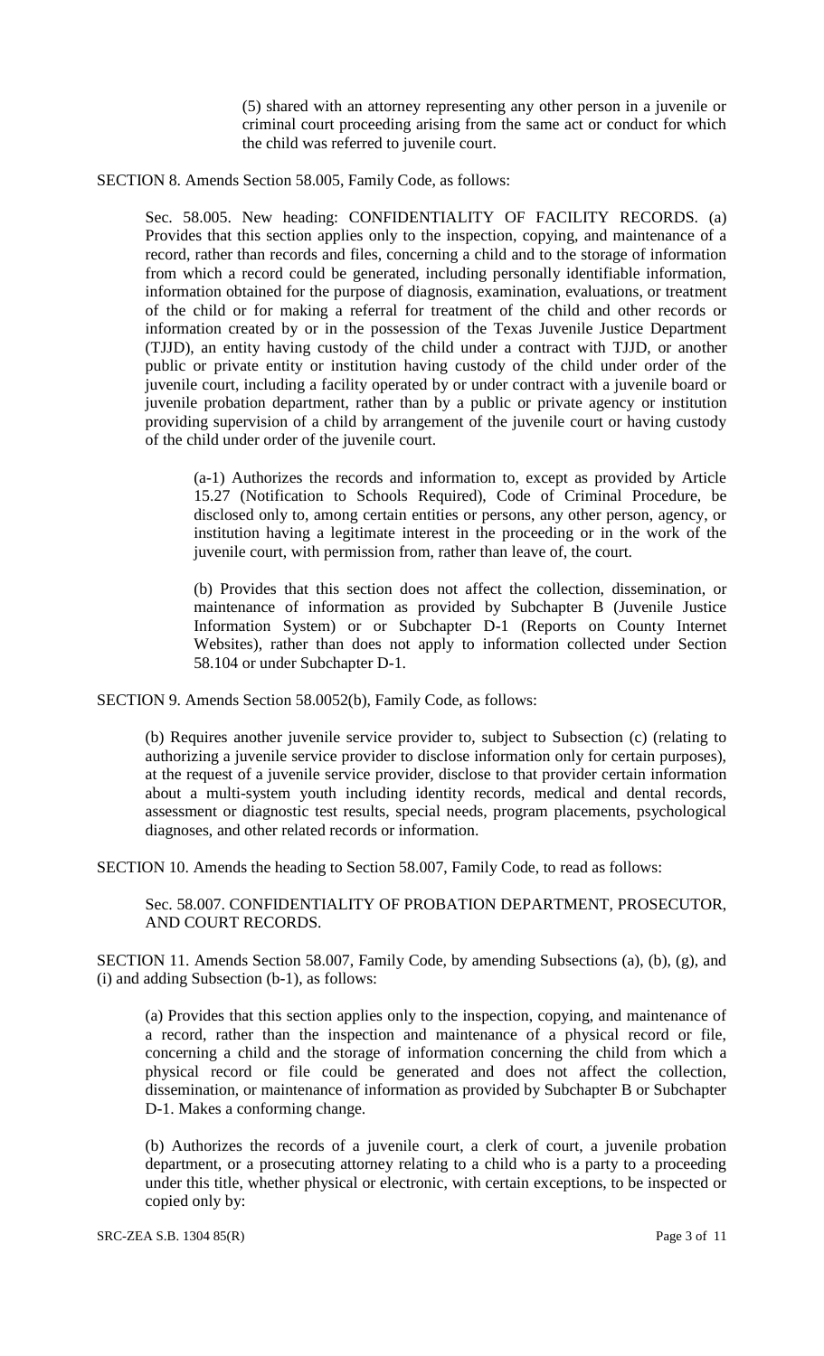(5) shared with an attorney representing any other person in a juvenile or criminal court proceeding arising from the same act or conduct for which the child was referred to juvenile court.

SECTION 8. Amends Section 58.005, Family Code, as follows:

Sec. 58.005. New heading: CONFIDENTIALITY OF FACILITY RECORDS. (a) Provides that this section applies only to the inspection, copying, and maintenance of a record, rather than records and files, concerning a child and to the storage of information from which a record could be generated, including personally identifiable information, information obtained for the purpose of diagnosis, examination, evaluations, or treatment of the child or for making a referral for treatment of the child and other records or information created by or in the possession of the Texas Juvenile Justice Department (TJJD), an entity having custody of the child under a contract with TJJD, or another public or private entity or institution having custody of the child under order of the juvenile court, including a facility operated by or under contract with a juvenile board or juvenile probation department, rather than by a public or private agency or institution providing supervision of a child by arrangement of the juvenile court or having custody of the child under order of the juvenile court.

(a-1) Authorizes the records and information to, except as provided by Article 15.27 (Notification to Schools Required), Code of Criminal Procedure, be disclosed only to, among certain entities or persons, any other person, agency, or institution having a legitimate interest in the proceeding or in the work of the juvenile court, with permission from, rather than leave of, the court.

(b) Provides that this section does not affect the collection, dissemination, or maintenance of information as provided by Subchapter B (Juvenile Justice Information System) or or Subchapter D-1 (Reports on County Internet Websites), rather than does not apply to information collected under Section 58.104 or under Subchapter D-1.

SECTION 9. Amends Section 58.0052(b), Family Code, as follows:

(b) Requires another juvenile service provider to, subject to Subsection (c) (relating to authorizing a juvenile service provider to disclose information only for certain purposes), at the request of a juvenile service provider, disclose to that provider certain information about a multi-system youth including identity records, medical and dental records, assessment or diagnostic test results, special needs, program placements, psychological diagnoses, and other related records or information.

SECTION 10. Amends the heading to Section 58.007, Family Code, to read as follows:

Sec. 58.007. CONFIDENTIALITY OF PROBATION DEPARTMENT, PROSECUTOR, AND COURT RECORDS.

SECTION 11. Amends Section 58.007, Family Code, by amending Subsections (a), (b), (g), and (i) and adding Subsection (b-1), as follows:

(a) Provides that this section applies only to the inspection, copying, and maintenance of a record, rather than the inspection and maintenance of a physical record or file, concerning a child and the storage of information concerning the child from which a physical record or file could be generated and does not affect the collection, dissemination, or maintenance of information as provided by Subchapter B or Subchapter D-1. Makes a conforming change.

(b) Authorizes the records of a juvenile court, a clerk of court, a juvenile probation department, or a prosecuting attorney relating to a child who is a party to a proceeding under this title, whether physical or electronic, with certain exceptions, to be inspected or copied only by: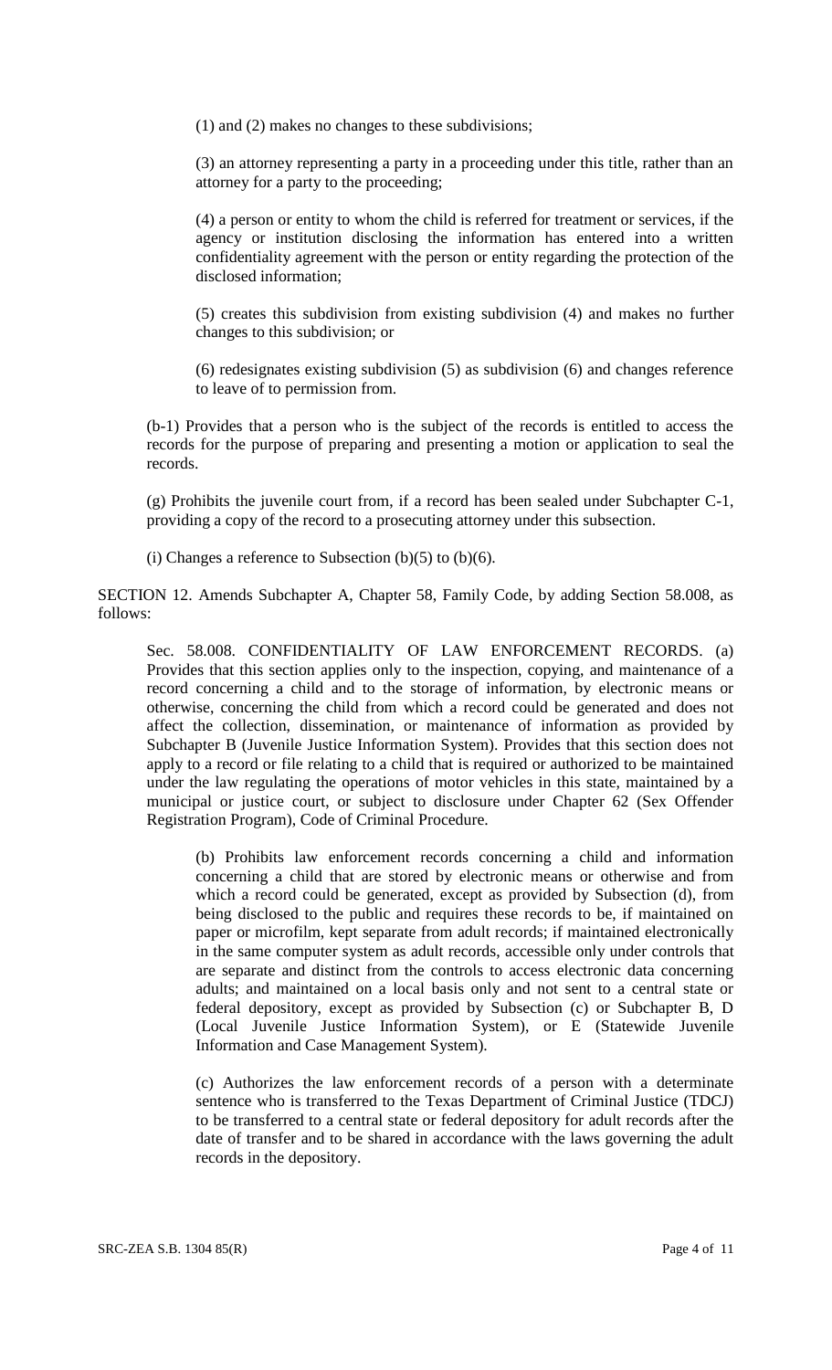(1) and (2) makes no changes to these subdivisions;

(3) an attorney representing a party in a proceeding under this title, rather than an attorney for a party to the proceeding;

(4) a person or entity to whom the child is referred for treatment or services, if the agency or institution disclosing the information has entered into a written confidentiality agreement with the person or entity regarding the protection of the disclosed information;

(5) creates this subdivision from existing subdivision (4) and makes no further changes to this subdivision; or

(6) redesignates existing subdivision (5) as subdivision (6) and changes reference to leave of to permission from.

(b-1) Provides that a person who is the subject of the records is entitled to access the records for the purpose of preparing and presenting a motion or application to seal the records.

(g) Prohibits the juvenile court from, if a record has been sealed under Subchapter C-1, providing a copy of the record to a prosecuting attorney under this subsection.

(i) Changes a reference to Subsection (b)(5) to (b)(6).

SECTION 12. Amends Subchapter A, Chapter 58, Family Code, by adding Section 58.008, as follows:

Sec. 58.008. CONFIDENTIALITY OF LAW ENFORCEMENT RECORDS. (a) Provides that this section applies only to the inspection, copying, and maintenance of a record concerning a child and to the storage of information, by electronic means or otherwise, concerning the child from which a record could be generated and does not affect the collection, dissemination, or maintenance of information as provided by Subchapter B (Juvenile Justice Information System). Provides that this section does not apply to a record or file relating to a child that is required or authorized to be maintained under the law regulating the operations of motor vehicles in this state, maintained by a municipal or justice court, or subject to disclosure under Chapter 62 (Sex Offender Registration Program), Code of Criminal Procedure.

(b) Prohibits law enforcement records concerning a child and information concerning a child that are stored by electronic means or otherwise and from which a record could be generated, except as provided by Subsection (d), from being disclosed to the public and requires these records to be, if maintained on paper or microfilm, kept separate from adult records; if maintained electronically in the same computer system as adult records, accessible only under controls that are separate and distinct from the controls to access electronic data concerning adults; and maintained on a local basis only and not sent to a central state or federal depository, except as provided by Subsection (c) or Subchapter B, D (Local Juvenile Justice Information System), or E (Statewide Juvenile Information and Case Management System).

(c) Authorizes the law enforcement records of a person with a determinate sentence who is transferred to the Texas Department of Criminal Justice (TDCJ) to be transferred to a central state or federal depository for adult records after the date of transfer and to be shared in accordance with the laws governing the adult records in the depository.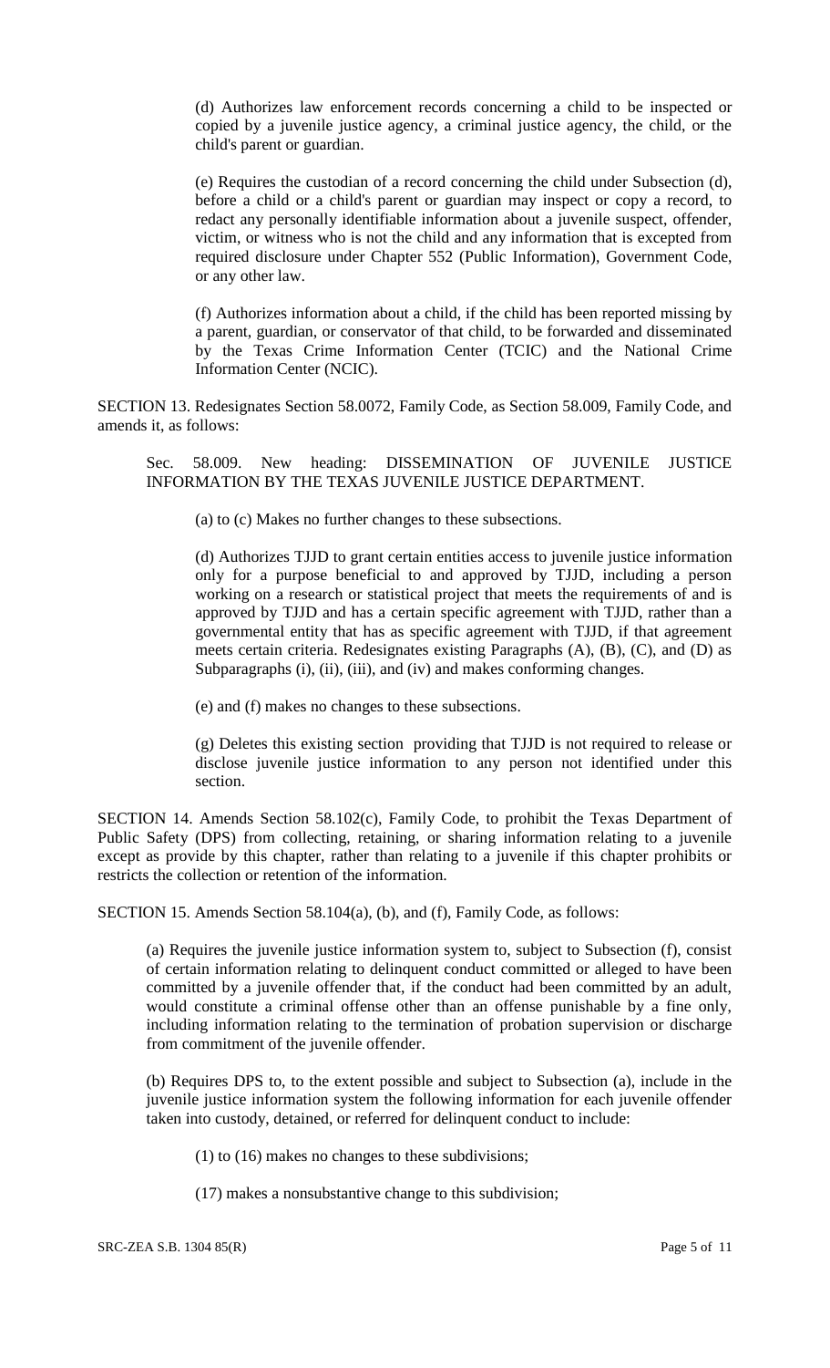(d) Authorizes law enforcement records concerning a child to be inspected or copied by a juvenile justice agency, a criminal justice agency, the child, or the child's parent or guardian.

(e) Requires the custodian of a record concerning the child under Subsection (d), before a child or a child's parent or guardian may inspect or copy a record, to redact any personally identifiable information about a juvenile suspect, offender, victim, or witness who is not the child and any information that is excepted from required disclosure under Chapter 552 (Public Information), Government Code, or any other law.

(f) Authorizes information about a child, if the child has been reported missing by a parent, guardian, or conservator of that child, to be forwarded and disseminated by the Texas Crime Information Center (TCIC) and the National Crime Information Center (NCIC).

SECTION 13. Redesignates Section 58.0072, Family Code, as Section 58.009, Family Code, and amends it, as follows:

Sec. 58.009. New heading: DISSEMINATION OF JUVENILE JUSTICE INFORMATION BY THE TEXAS JUVENILE JUSTICE DEPARTMENT.

(a) to (c) Makes no further changes to these subsections.

(d) Authorizes TJJD to grant certain entities access to juvenile justice information only for a purpose beneficial to and approved by TJJD, including a person working on a research or statistical project that meets the requirements of and is approved by TJJD and has a certain specific agreement with TJJD, rather than a governmental entity that has as specific agreement with TJJD, if that agreement meets certain criteria. Redesignates existing Paragraphs (A), (B), (C), and (D) as Subparagraphs (i), (ii), (iii), and (iv) and makes conforming changes.

(e) and (f) makes no changes to these subsections.

(g) Deletes this existing section providing that TJJD is not required to release or disclose juvenile justice information to any person not identified under this section.

SECTION 14. Amends Section 58.102(c), Family Code, to prohibit the Texas Department of Public Safety (DPS) from collecting, retaining, or sharing information relating to a juvenile except as provide by this chapter, rather than relating to a juvenile if this chapter prohibits or restricts the collection or retention of the information.

SECTION 15. Amends Section 58.104(a), (b), and (f), Family Code, as follows:

(a) Requires the juvenile justice information system to, subject to Subsection (f), consist of certain information relating to delinquent conduct committed or alleged to have been committed by a juvenile offender that, if the conduct had been committed by an adult, would constitute a criminal offense other than an offense punishable by a fine only, including information relating to the termination of probation supervision or discharge from commitment of the juvenile offender.

(b) Requires DPS to, to the extent possible and subject to Subsection (a), include in the juvenile justice information system the following information for each juvenile offender taken into custody, detained, or referred for delinquent conduct to include:

(1) to (16) makes no changes to these subdivisions;

(17) makes a nonsubstantive change to this subdivision;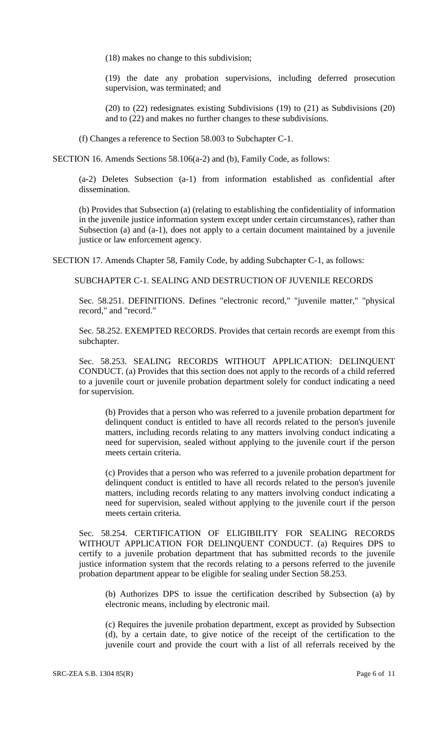(18) makes no change to this subdivision;

(19) the date any probation supervisions, including deferred prosecution supervision, was terminated; and

(20) to (22) redesignates existing Subdivisions (19) to (21) as Subdivisions (20) and to (22) and makes no further changes to these subdivisions.

(f) Changes a reference to Section 58.003 to Subchapter C-1.

SECTION 16. Amends Sections 58.106(a-2) and (b), Family Code, as follows:

(a-2) Deletes Subsection (a-1) from information established as confidential after dissemination.

(b) Provides that Subsection (a) (relating to establishing the confidentiality of information in the juvenile justice information system except under certain circumstances), rather than Subsection (a) and (a-1), does not apply to a certain document maintained by a juvenile justice or law enforcement agency.

SECTION 17. Amends Chapter 58, Family Code, by adding Subchapter C-1, as follows:

SUBCHAPTER C-1. SEALING AND DESTRUCTION OF JUVENILE RECORDS

Sec. 58.251. DEFINITIONS. Defines "electronic record," "juvenile matter," "physical record," and "record."

Sec. 58.252. EXEMPTED RECORDS. Provides that certain records are exempt from this subchapter.

Sec. 58.253. SEALING RECORDS WITHOUT APPLICATION: DELINQUENT CONDUCT. (a) Provides that this section does not apply to the records of a child referred to a juvenile court or juvenile probation department solely for conduct indicating a need for supervision.

(b) Provides that a person who was referred to a juvenile probation department for delinquent conduct is entitled to have all records related to the person's juvenile matters, including records relating to any matters involving conduct indicating a need for supervision, sealed without applying to the juvenile court if the person meets certain criteria.

(c) Provides that a person who was referred to a juvenile probation department for delinquent conduct is entitled to have all records related to the person's juvenile matters, including records relating to any matters involving conduct indicating a need for supervision, sealed without applying to the juvenile court if the person meets certain criteria.

Sec. 58.254. CERTIFICATION OF ELIGIBILITY FOR SEALING RECORDS WITHOUT APPLICATION FOR DELINQUENT CONDUCT. (a) Requires DPS to certify to a juvenile probation department that has submitted records to the juvenile justice information system that the records relating to a persons referred to the juvenile probation department appear to be eligible for sealing under Section 58.253.

(b) Authorizes DPS to issue the certification described by Subsection (a) by electronic means, including by electronic mail.

(c) Requires the juvenile probation department, except as provided by Subsection (d), by a certain date, to give notice of the receipt of the certification to the juvenile court and provide the court with a list of all referrals received by the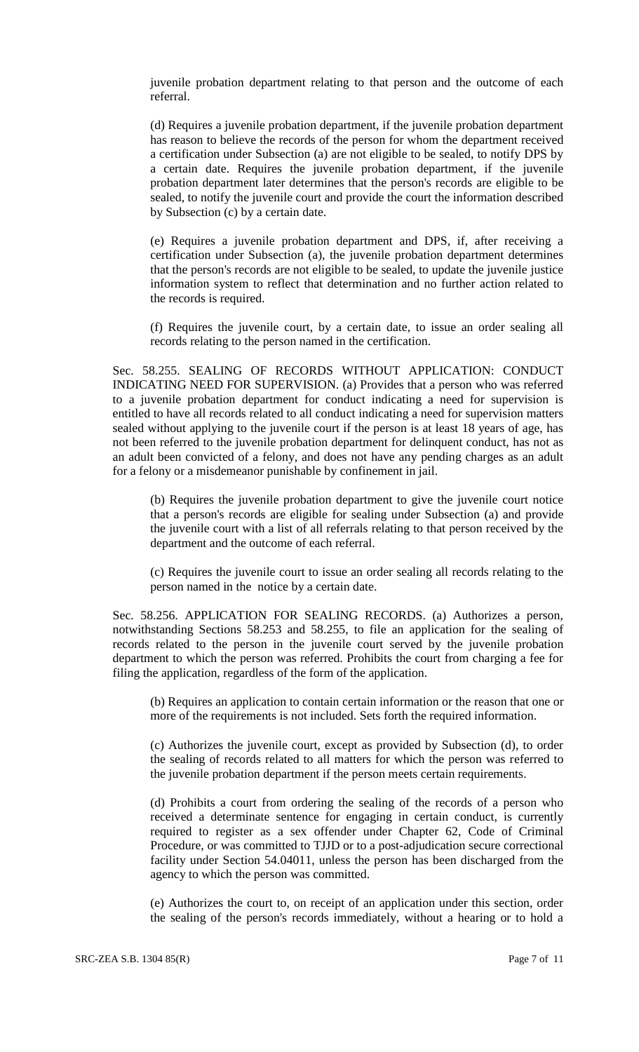juvenile probation department relating to that person and the outcome of each referral.

(d) Requires a juvenile probation department, if the juvenile probation department has reason to believe the records of the person for whom the department received a certification under Subsection (a) are not eligible to be sealed, to notify DPS by a certain date. Requires the juvenile probation department, if the juvenile probation department later determines that the person's records are eligible to be sealed, to notify the juvenile court and provide the court the information described by Subsection (c) by a certain date.

(e) Requires a juvenile probation department and DPS, if, after receiving a certification under Subsection (a), the juvenile probation department determines that the person's records are not eligible to be sealed, to update the juvenile justice information system to reflect that determination and no further action related to the records is required.

(f) Requires the juvenile court, by a certain date, to issue an order sealing all records relating to the person named in the certification.

Sec. 58.255. SEALING OF RECORDS WITHOUT APPLICATION: CONDUCT INDICATING NEED FOR SUPERVISION. (a) Provides that a person who was referred to a juvenile probation department for conduct indicating a need for supervision is entitled to have all records related to all conduct indicating a need for supervision matters sealed without applying to the juvenile court if the person is at least 18 years of age, has not been referred to the juvenile probation department for delinquent conduct, has not as an adult been convicted of a felony, and does not have any pending charges as an adult for a felony or a misdemeanor punishable by confinement in jail.

(b) Requires the juvenile probation department to give the juvenile court notice that a person's records are eligible for sealing under Subsection (a) and provide the juvenile court with a list of all referrals relating to that person received by the department and the outcome of each referral.

(c) Requires the juvenile court to issue an order sealing all records relating to the person named in the notice by a certain date.

Sec. 58.256. APPLICATION FOR SEALING RECORDS. (a) Authorizes a person, notwithstanding Sections 58.253 and 58.255, to file an application for the sealing of records related to the person in the juvenile court served by the juvenile probation department to which the person was referred. Prohibits the court from charging a fee for filing the application, regardless of the form of the application.

(b) Requires an application to contain certain information or the reason that one or more of the requirements is not included. Sets forth the required information.

(c) Authorizes the juvenile court, except as provided by Subsection (d), to order the sealing of records related to all matters for which the person was referred to the juvenile probation department if the person meets certain requirements.

(d) Prohibits a court from ordering the sealing of the records of a person who received a determinate sentence for engaging in certain conduct, is currently required to register as a sex offender under Chapter 62, Code of Criminal Procedure, or was committed to TJJD or to a post-adjudication secure correctional facility under Section 54.04011, unless the person has been discharged from the agency to which the person was committed.

(e) Authorizes the court to, on receipt of an application under this section, order the sealing of the person's records immediately, without a hearing or to hold a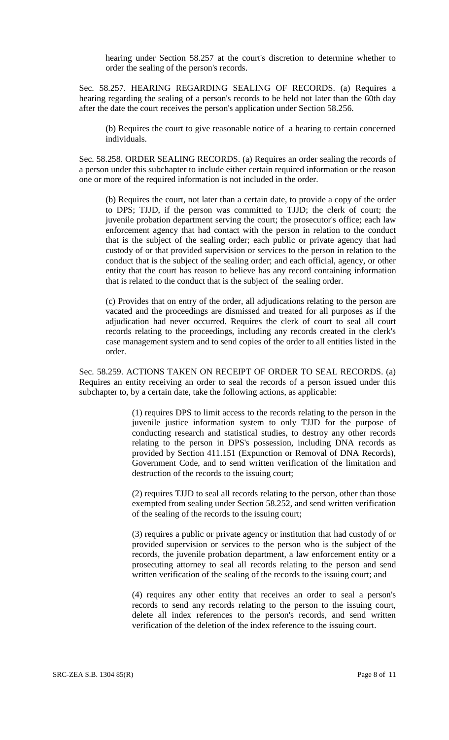hearing under Section 58.257 at the court's discretion to determine whether to order the sealing of the person's records.

Sec. 58.257. HEARING REGARDING SEALING OF RECORDS. (a) Requires a hearing regarding the sealing of a person's records to be held not later than the 60th day after the date the court receives the person's application under Section 58.256.

(b) Requires the court to give reasonable notice of a hearing to certain concerned individuals.

Sec. 58.258. ORDER SEALING RECORDS. (a) Requires an order sealing the records of a person under this subchapter to include either certain required information or the reason one or more of the required information is not included in the order.

(b) Requires the court, not later than a certain date, to provide a copy of the order to DPS; TJJD, if the person was committed to TJJD; the clerk of court; the juvenile probation department serving the court; the prosecutor's office; each law enforcement agency that had contact with the person in relation to the conduct that is the subject of the sealing order; each public or private agency that had custody of or that provided supervision or services to the person in relation to the conduct that is the subject of the sealing order; and each official, agency, or other entity that the court has reason to believe has any record containing information that is related to the conduct that is the subject of the sealing order.

(c) Provides that on entry of the order, all adjudications relating to the person are vacated and the proceedings are dismissed and treated for all purposes as if the adjudication had never occurred. Requires the clerk of court to seal all court records relating to the proceedings, including any records created in the clerk's case management system and to send copies of the order to all entities listed in the order.

Sec. 58.259. ACTIONS TAKEN ON RECEIPT OF ORDER TO SEAL RECORDS. (a) Requires an entity receiving an order to seal the records of a person issued under this subchapter to, by a certain date, take the following actions, as applicable:

(1) requires DPS to limit access to the records relating to the person in the juvenile justice information system to only TJJD for the purpose of conducting research and statistical studies, to destroy any other records relating to the person in DPS's possession, including DNA records as provided by Section 411.151 (Expunction or Removal of DNA Records), Government Code, and to send written verification of the limitation and destruction of the records to the issuing court;

(2) requires TJJD to seal all records relating to the person, other than those exempted from sealing under Section 58.252, and send written verification of the sealing of the records to the issuing court;

(3) requires a public or private agency or institution that had custody of or provided supervision or services to the person who is the subject of the records, the juvenile probation department, a law enforcement entity or a prosecuting attorney to seal all records relating to the person and send written verification of the sealing of the records to the issuing court; and

(4) requires any other entity that receives an order to seal a person's records to send any records relating to the person to the issuing court, delete all index references to the person's records, and send written verification of the deletion of the index reference to the issuing court.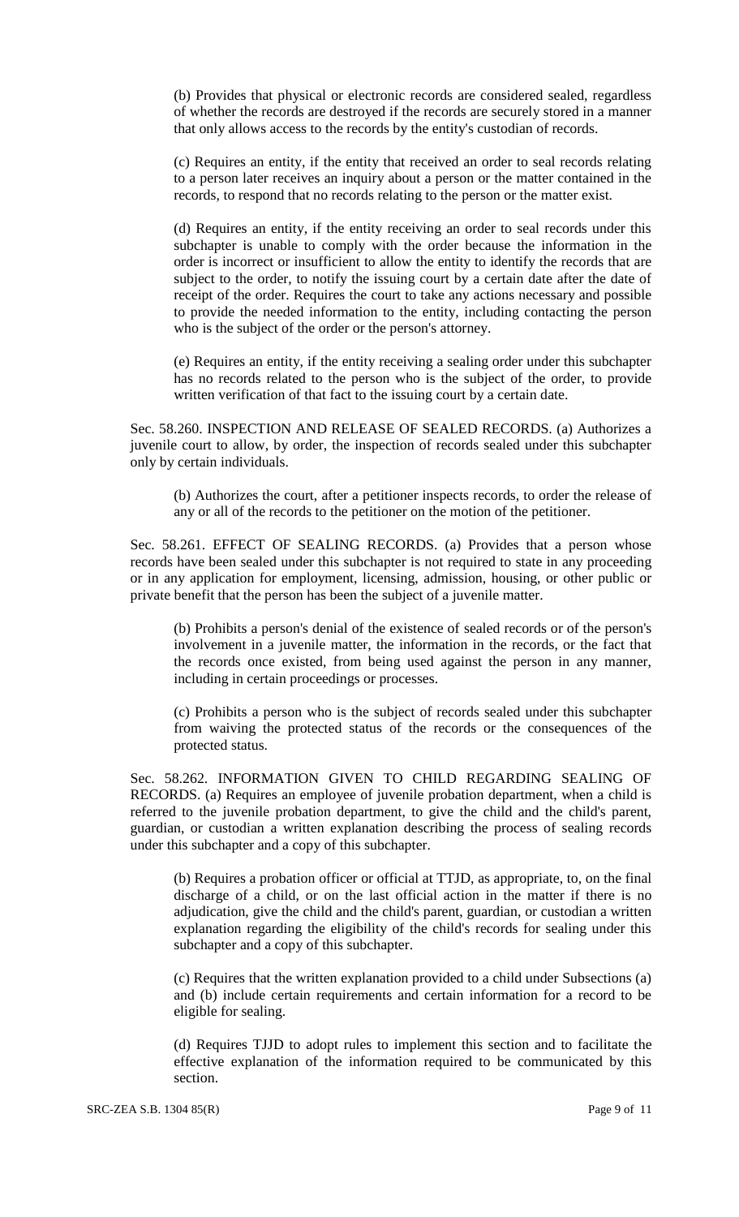(b) Provides that physical or electronic records are considered sealed, regardless of whether the records are destroyed if the records are securely stored in a manner that only allows access to the records by the entity's custodian of records.

(c) Requires an entity, if the entity that received an order to seal records relating to a person later receives an inquiry about a person or the matter contained in the records, to respond that no records relating to the person or the matter exist.

(d) Requires an entity, if the entity receiving an order to seal records under this subchapter is unable to comply with the order because the information in the order is incorrect or insufficient to allow the entity to identify the records that are subject to the order, to notify the issuing court by a certain date after the date of receipt of the order. Requires the court to take any actions necessary and possible to provide the needed information to the entity, including contacting the person who is the subject of the order or the person's attorney.

(e) Requires an entity, if the entity receiving a sealing order under this subchapter has no records related to the person who is the subject of the order, to provide written verification of that fact to the issuing court by a certain date.

Sec. 58.260. INSPECTION AND RELEASE OF SEALED RECORDS. (a) Authorizes a juvenile court to allow, by order, the inspection of records sealed under this subchapter only by certain individuals.

(b) Authorizes the court, after a petitioner inspects records, to order the release of any or all of the records to the petitioner on the motion of the petitioner.

Sec. 58.261. EFFECT OF SEALING RECORDS. (a) Provides that a person whose records have been sealed under this subchapter is not required to state in any proceeding or in any application for employment, licensing, admission, housing, or other public or private benefit that the person has been the subject of a juvenile matter.

(b) Prohibits a person's denial of the existence of sealed records or of the person's involvement in a juvenile matter, the information in the records, or the fact that the records once existed, from being used against the person in any manner, including in certain proceedings or processes.

(c) Prohibits a person who is the subject of records sealed under this subchapter from waiving the protected status of the records or the consequences of the protected status.

Sec. 58.262. INFORMATION GIVEN TO CHILD REGARDING SEALING OF RECORDS. (a) Requires an employee of juvenile probation department, when a child is referred to the juvenile probation department, to give the child and the child's parent, guardian, or custodian a written explanation describing the process of sealing records under this subchapter and a copy of this subchapter.

(b) Requires a probation officer or official at TTJD, as appropriate, to, on the final discharge of a child, or on the last official action in the matter if there is no adjudication, give the child and the child's parent, guardian, or custodian a written explanation regarding the eligibility of the child's records for sealing under this subchapter and a copy of this subchapter.

(c) Requires that the written explanation provided to a child under Subsections (a) and (b) include certain requirements and certain information for a record to be eligible for sealing.

(d) Requires TJJD to adopt rules to implement this section and to facilitate the effective explanation of the information required to be communicated by this section.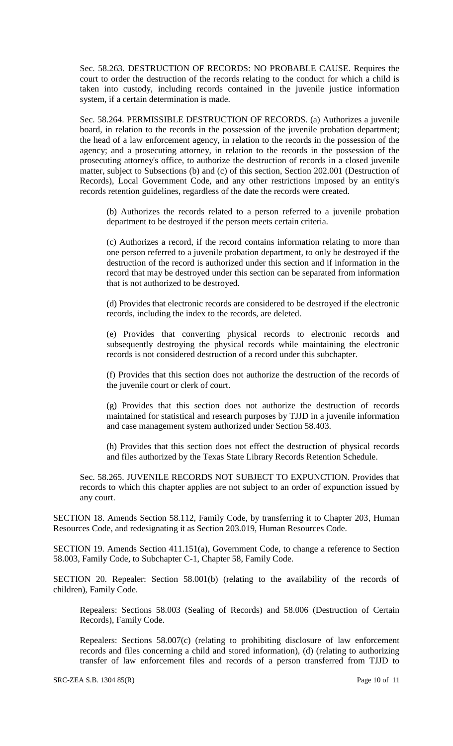Sec. 58.263. DESTRUCTION OF RECORDS: NO PROBABLE CAUSE. Requires the court to order the destruction of the records relating to the conduct for which a child is taken into custody, including records contained in the juvenile justice information system, if a certain determination is made.

Sec. 58.264. PERMISSIBLE DESTRUCTION OF RECORDS. (a) Authorizes a juvenile board, in relation to the records in the possession of the juvenile probation department; the head of a law enforcement agency, in relation to the records in the possession of the agency; and a prosecuting attorney, in relation to the records in the possession of the prosecuting attorney's office, to authorize the destruction of records in a closed juvenile matter, subject to Subsections (b) and (c) of this section, Section 202.001 (Destruction of Records), Local Government Code, and any other restrictions imposed by an entity's records retention guidelines, regardless of the date the records were created.

> (b) Authorizes the records related to a person referred to a juvenile probation department to be destroyed if the person meets certain criteria.
>
> (c) Authorizes a record, if the record contains information relating to more than one person referred to a juvenile probation department, to only be destroyed if the destruction of the record is authorized under this section and if information in the record that may be destroyed under this section can be separated from information that is not authorized to be destroyed.
>
> (d) Provides that electronic records are considered to be destroyed if the electronic records, including the index to the records, are deleted.
>
> (e) Provides that converting physical records to electronic records and subsequently destroying the physical records while maintaining the electronic records is not considered destruction of a record under this subchapter.
>
> (f) Provides that this section does not authorize the destruction of the records of the juvenile court or clerk of court.
>
> (g) Provides that this section does not authorize the destruction of records maintained for statistical and research purposes by TJJD in a juvenile information and case management system authorized under Section 58.403.
>
> (h) Provides that this section does not effect the destruction of physical records and files authorized by the Texas State Library Records Retention Schedule.

Sec. 58.265. JUVENILE RECORDS NOT SUBJECT TO EXPUNCTION. Provides that records to which this chapter applies are not subject to an order of expunction issued by any court.

SECTION 18. Amends Section 58.112, Family Code, by transferring it to Chapter 203, Human Resources Code, and redesignating it as Section 203.019, Human Resources Code.

SECTION 19. Amends Section 411.151(a), Government Code, to change a reference to Section 58.003, Family Code, to Subchapter C-1, Chapter 58, Family Code.

SECTION 20. Repealer: Section 58.001(b) (relating to the availability of the records of children), Family Code.

> Repealers: Sections 58.003 (Sealing of Records) and 58.006 (Destruction of Certain Records), Family Code.
>
> Repealers: Sections 58.007(c) (relating to prohibiting disclosure of law enforcement records and files concerning a child and stored information), (d) (relating to authorizing transfer of law enforcement files and records of a person transferred from TJJD to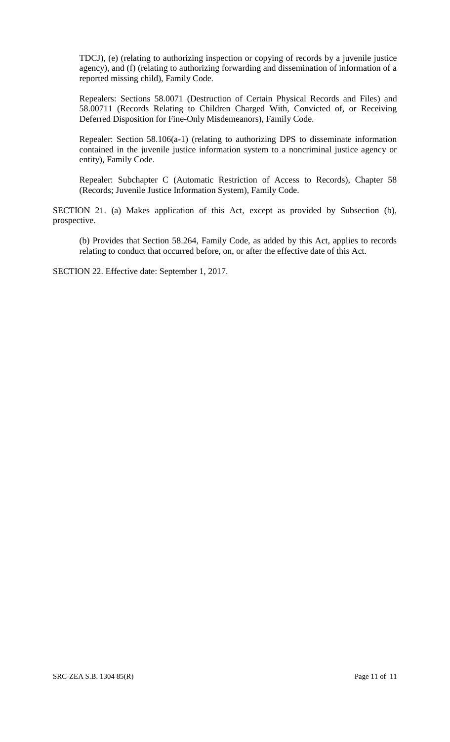TDCJ), (e) (relating to authorizing inspection or copying of records by a juvenile justice agency), and (f) (relating to authorizing forwarding and dissemination of information of a reported missing child), Family Code.

Repealers: Sections 58.0071 (Destruction of Certain Physical Records and Files) and 58.00711 (Records Relating to Children Charged With, Convicted of, or Receiving Deferred Disposition for Fine-Only Misdemeanors), Family Code.

Repealer: Section 58.106(a-1) (relating to authorizing DPS to disseminate information contained in the juvenile justice information system to a noncriminal justice agency or entity), Family Code.

Repealer: Subchapter C (Automatic Restriction of Access to Records), Chapter 58 (Records; Juvenile Justice Information System), Family Code.

SECTION 21. (a) Makes application of this Act, except as provided by Subsection (b), prospective.

(b) Provides that Section 58.264, Family Code, as added by this Act, applies to records relating to conduct that occurred before, on, or after the effective date of this Act.

SECTION 22. Effective date: September 1, 2017.